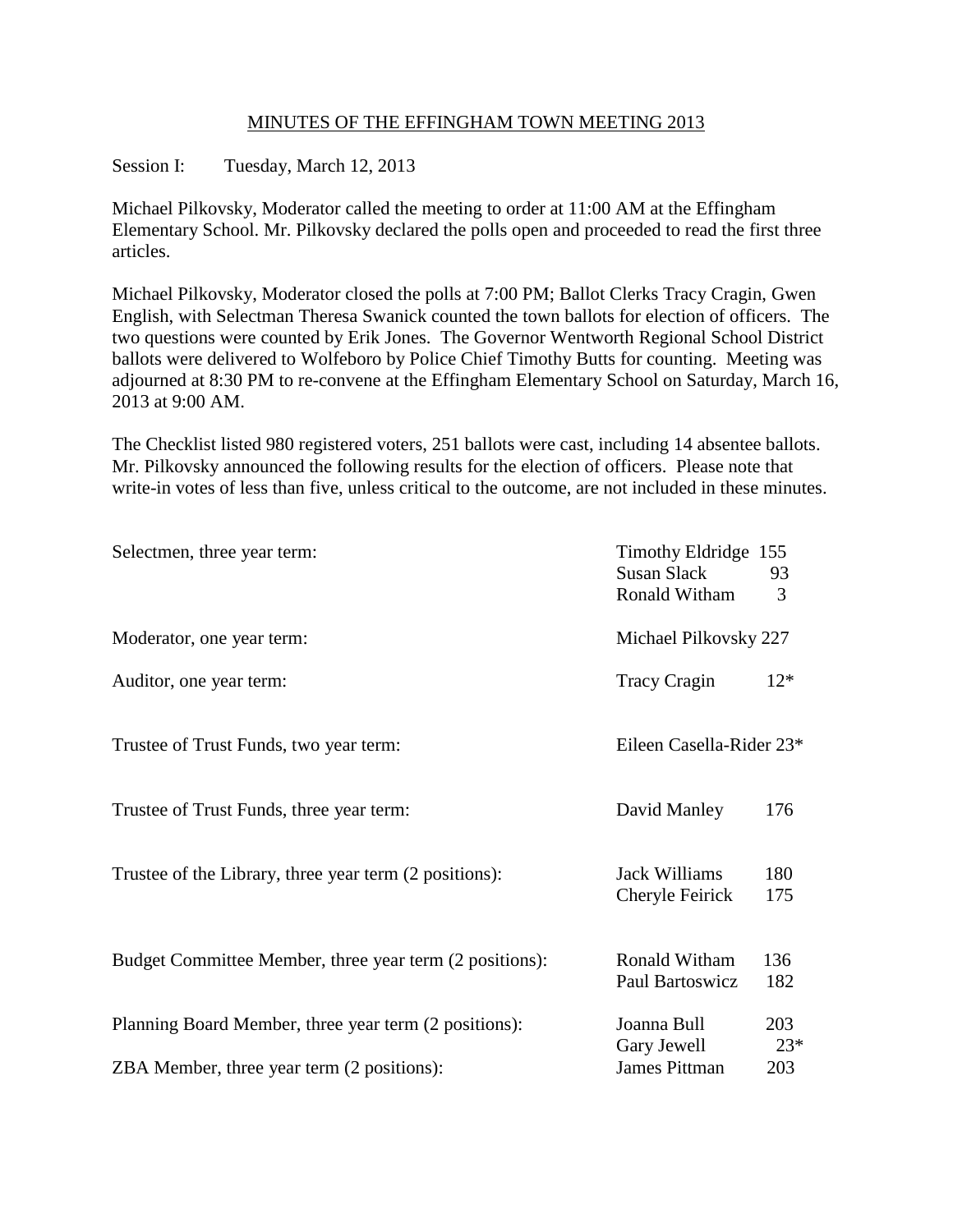MINUTES OF THE EFFINGHAM TOWN MEETING 2013

Session I: Tuesday, March 12, 2013

Michael Pilkovsky, Moderator called the meeting to order at 11:00 AM at the Effingham Elementary School. Mr. Pilkovsky declared the polls open and proceeded to read the first three articles.

Michael Pilkovsky, Moderator closed the polls at 7:00 PM; Ballot Clerks Tracy Cragin, Gwen English, with Selectman Theresa Swanick counted the town ballots for election of officers. The two questions were counted by Erik Jones. The Governor Wentworth Regional School District ballots were delivered to Wolfeboro by Police Chief Timothy Butts for counting. Meeting was adjourned at 8:30 PM to re-convene at the Effingham Elementary School on Saturday, March 16, 2013 at 9:00 AM.

The Checklist listed 980 registered voters, 251 ballots were cast, including 14 absentee ballots. Mr. Pilkovsky announced the following results for the election of officers. Please note that write-in votes of less than five, unless critical to the outcome, are not included in these minutes.

| Office | Candidate | Votes |
|---|---|---|
| Selectmen, three year term: | Timothy Eldridge | 155 |
| | Susan Slack | 93 |
| | Ronald Witham | 3 |
| Moderator, one year term: | Michael Pilkovsky | 227 |
| Auditor, one year term: | Tracy Cragin | 12* |
| Trustee of Trust Funds, two year term: | Eileen Casella-Rider | 23* |
| Trustee of Trust Funds, three year term: | David Manley | 176 |
| Trustee of the Library, three year term (2 positions): | Jack Williams | 180 |
| | Cheryle Feirick | 175 |
| Budget Committee Member, three year term (2 positions): | Ronald Witham | 136 |
| | Paul Bartoswicz | 182 |
| Planning Board Member, three year term (2 positions): | Joanna Bull | 203 |
| | Gary Jewell | 23* |
| ZBA Member, three year term (2 positions): | James Pittman | 203 |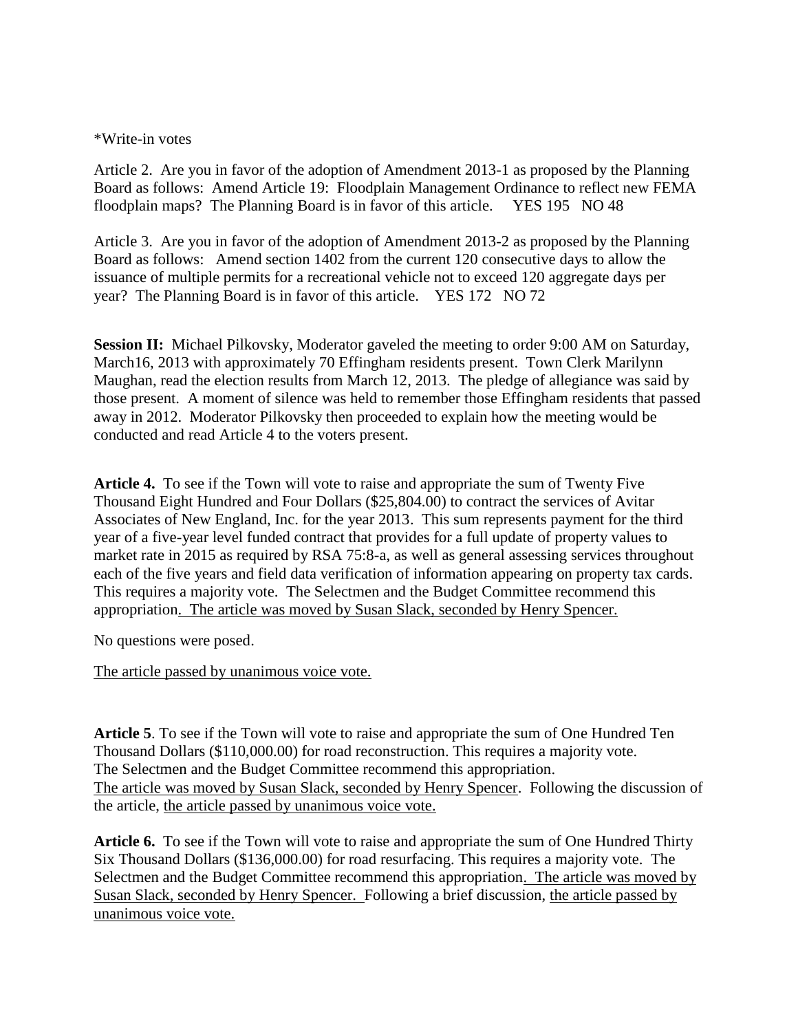*Write-in votes

Article 2. Are you in favor of the adoption of Amendment 2013-1 as proposed by the Planning Board as follows: Amend Article 19: Floodplain Management Ordinance to reflect new FEMA floodplain maps? The Planning Board is in favor of this article. YES 195 NO 48

Article 3. Are you in favor of the adoption of Amendment 2013-2 as proposed by the Planning Board as follows: Amend section 1402 from the current 120 consecutive days to allow the issuance of multiple permits for a recreational vehicle not to exceed 120 aggregate days per year? The Planning Board is in favor of this article. YES 172 NO 72

**Session II:** Michael Pilkovsky, Moderator gaveled the meeting to order 9:00 AM on Saturday, March16, 2013 with approximately 70 Effingham residents present. Town Clerk Marilynn Maughan, read the election results from March 12, 2013. The pledge of allegiance was said by those present. A moment of silence was held to remember those Effingham residents that passed away in 2012. Moderator Pilkovsky then proceeded to explain how the meeting would be conducted and read Article 4 to the voters present.

**Article 4.** To see if the Town will vote to raise and appropriate the sum of Twenty Five Thousand Eight Hundred and Four Dollars ($25,804.00) to contract the services of Avitar Associates of New England, Inc. for the year 2013. This sum represents payment for the third year of a five-year level funded contract that provides for a full update of property values to market rate in 2015 as required by RSA 75:8-a, as well as general assessing services throughout each of the five years and field data verification of information appearing on property tax cards. This requires a majority vote. The Selectmen and the Budget Committee recommend this appropriation. The article was moved by Susan Slack, seconded by Henry Spencer.

No questions were posed.

The article passed by unanimous voice vote.

**Article 5**. To see if the Town will vote to raise and appropriate the sum of One Hundred Ten Thousand Dollars ($110,000.00) for road reconstruction. This requires a majority vote. The Selectmen and the Budget Committee recommend this appropriation. The article was moved by Susan Slack, seconded by Henry Spencer. Following the discussion of the article, the article passed by unanimous voice vote.

**Article 6.** To see if the Town will vote to raise and appropriate the sum of One Hundred Thirty Six Thousand Dollars ($136,000.00) for road resurfacing. This requires a majority vote. The Selectmen and the Budget Committee recommend this appropriation. The article was moved by Susan Slack, seconded by Henry Spencer. Following a brief discussion, the article passed by unanimous voice vote.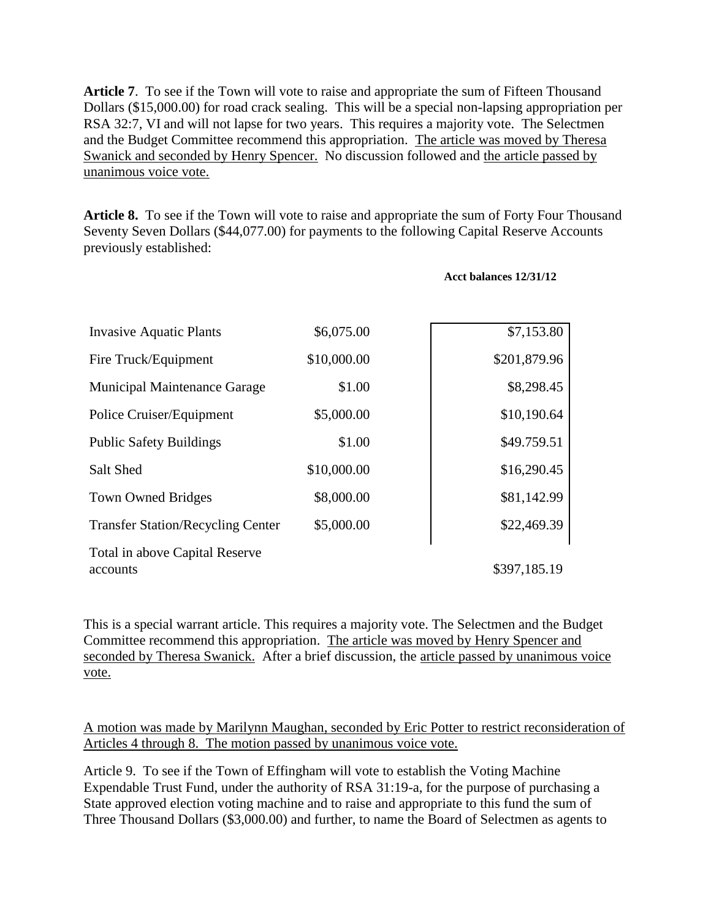**Article 7**. To see if the Town will vote to raise and appropriate the sum of Fifteen Thousand Dollars ($15,000.00) for road crack sealing. This will be a special non-lapsing appropriation per RSA 32:7, VI and will not lapse for two years. This requires a majority vote. The Selectmen and the Budget Committee recommend this appropriation. <u>The article was moved by Theresa Swanick and seconded by Henry Spencer.</u> No discussion followed and <u>the article passed by unanimous voice vote.</u>

**Article 8.** To see if the Town will vote to raise and appropriate the sum of Forty Four Thousand Seventy Seven Dollars ($44,077.00) for payments to the following Capital Reserve Accounts previously established:

| | | Acct balances 12/31/12 |
|---|---|---|
| Invasive Aquatic Plants | $6,075.00 | $7,153.80 |
| Fire Truck/Equipment | $10,000.00 | $201,879.96 |
| Municipal Maintenance Garage | $1.00 | $8,298.45 |
| Police Cruiser/Equipment | $5,000.00 | $10,190.64 |
| Public Safety Buildings | $1.00 | $49.759.51 |
| Salt Shed | $10,000.00 | $16,290.45 |
| Town Owned Bridges | $8,000.00 | $81,142.99 |
| Transfer Station/Recycling Center | $5,000.00 | $22,469.39 |
| Total in above Capital Reserve accounts | | $397,185.19 |

This is a special warrant article. This requires a majority vote. The Selectmen and the Budget Committee recommend this appropriation. <u>The article was moved by Henry Spencer and seconded by Theresa Swanick.</u> After a brief discussion, the <u>article passed by unanimous voice vote.</u>

<u>A motion was made by Marilynn Maughan, seconded by Eric Potter to restrict reconsideration of Articles 4 through 8. The motion passed by unanimous voice vote.</u>

Article 9. To see if the Town of Effingham will vote to establish the Voting Machine Expendable Trust Fund, under the authority of RSA 31:19-a, for the purpose of purchasing a State approved election voting machine and to raise and appropriate to this fund the sum of Three Thousand Dollars ($3,000.00) and further, to name the Board of Selectmen as agents to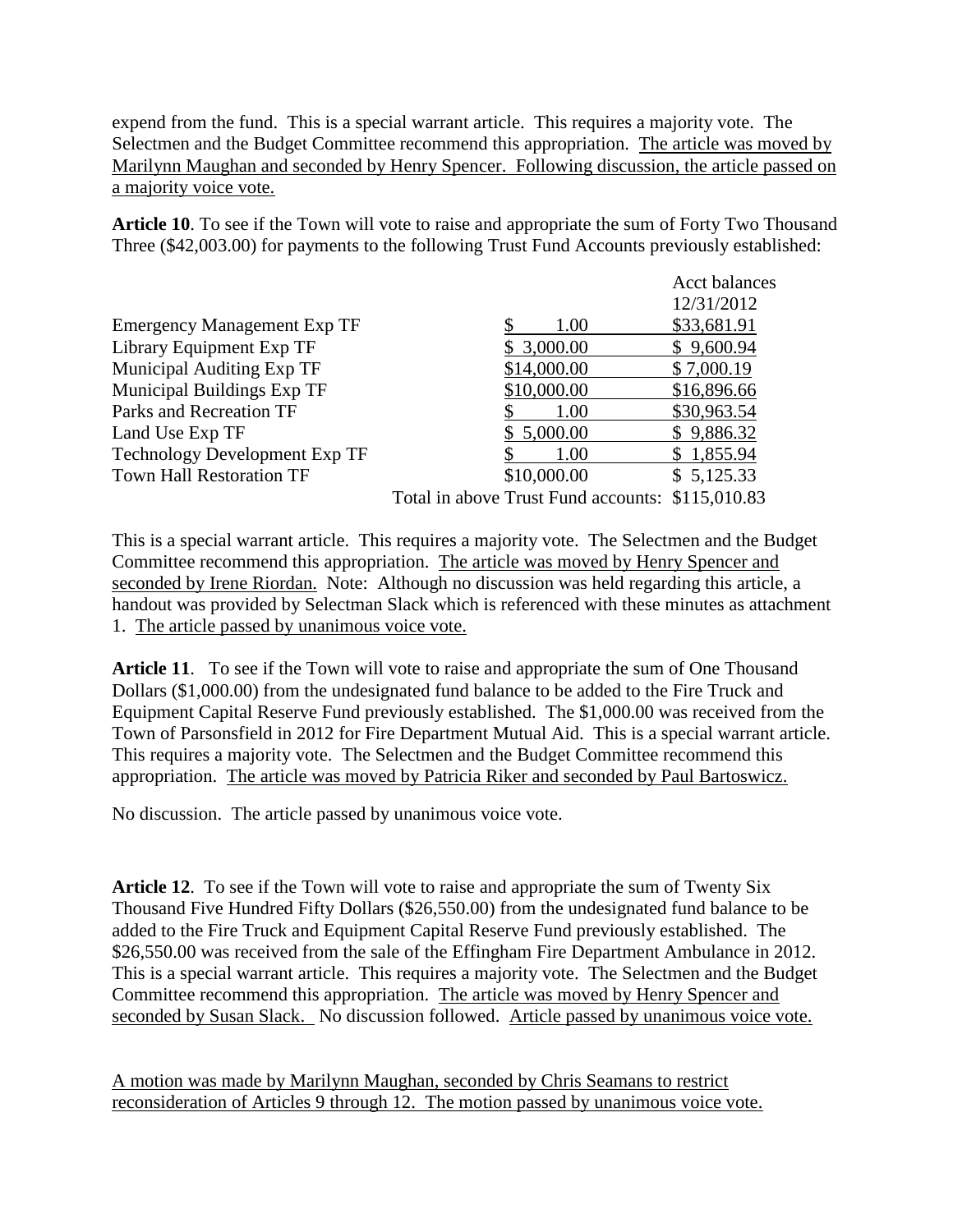expend from the fund. This is a special warrant article. This requires a majority vote. The Selectmen and the Budget Committee recommend this appropriation. The article was moved by Marilynn Maughan and seconded by Henry Spencer. Following discussion, the article passed on a majority voice vote.

**Article 10**. To see if the Town will vote to raise and appropriate the sum of Forty Two Thousand Three ($42,003.00) for payments to the following Trust Fund Accounts previously established:

| | | Acct balances 12/31/2012 |
|---|---|---|
| Emergency Management Exp TF | $ 1.00 | $33,681.91 |
| Library Equipment Exp TF | $ 3,000.00 | $ 9,600.94 |
| Municipal Auditing Exp TF | $14,000.00 | $ 7,000.19 |
| Municipal Buildings Exp TF | $10,000.00 | $16,896.66 |
| Parks and Recreation TF | $ 1.00 | $30,963.54 |
| Land Use Exp TF | $ 5,000.00 | $ 9,886.32 |
| Technology Development Exp TF | $ 1.00 | $ 1,855.94 |
| Town Hall Restoration TF | $10,000.00 | $ 5,125.33 |
| | Total in above Trust Fund accounts: | $115,010.83 |

This is a special warrant article. This requires a majority vote. The Selectmen and the Budget Committee recommend this appropriation. The article was moved by Henry Spencer and seconded by Irene Riordan. Note: Although no discussion was held regarding this article, a handout was provided by Selectman Slack which is referenced with these minutes as attachment 1. The article passed by unanimous voice vote.

**Article 11**. To see if the Town will vote to raise and appropriate the sum of One Thousand Dollars ($1,000.00) from the undesignated fund balance to be added to the Fire Truck and Equipment Capital Reserve Fund previously established. The $1,000.00 was received from the Town of Parsonsfield in 2012 for Fire Department Mutual Aid. This is a special warrant article. This requires a majority vote. The Selectmen and the Budget Committee recommend this appropriation. The article was moved by Patricia Riker and seconded by Paul Bartoswicz.

No discussion. The article passed by unanimous voice vote.

**Article 12**. To see if the Town will vote to raise and appropriate the sum of Twenty Six Thousand Five Hundred Fifty Dollars ($26,550.00) from the undesignated fund balance to be added to the Fire Truck and Equipment Capital Reserve Fund previously established. The $26,550.00 was received from the sale of the Effingham Fire Department Ambulance in 2012. This is a special warrant article. This requires a majority vote. The Selectmen and the Budget Committee recommend this appropriation. The article was moved by Henry Spencer and seconded by Susan Slack. No discussion followed. Article passed by unanimous voice vote.

A motion was made by Marilynn Maughan, seconded by Chris Seamans to restrict reconsideration of Articles 9 through 12. The motion passed by unanimous voice vote.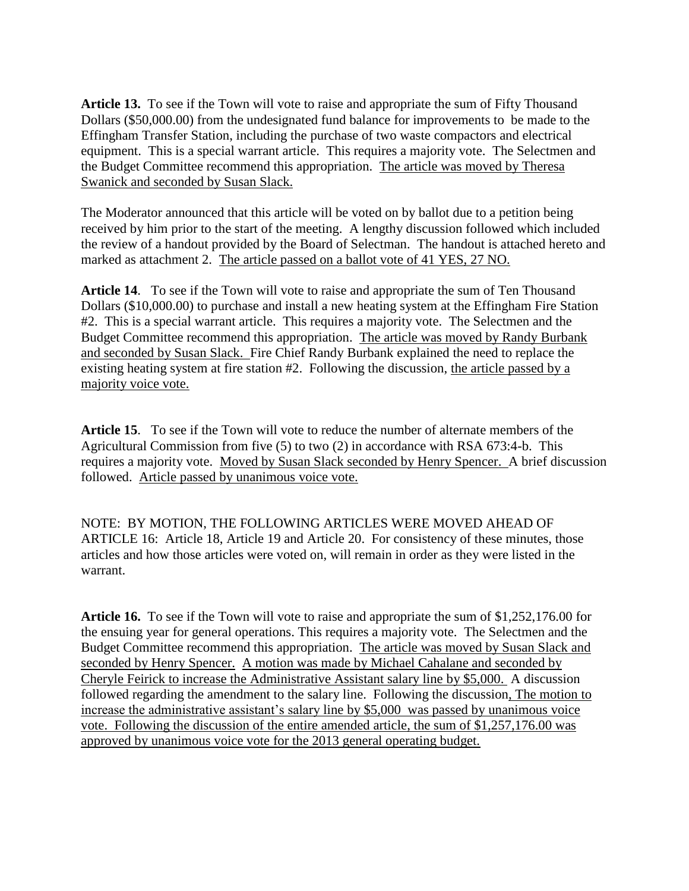**Article 13.** To see if the Town will vote to raise and appropriate the sum of Fifty Thousand Dollars ($50,000.00) from the undesignated fund balance for improvements to be made to the Effingham Transfer Station, including the purchase of two waste compactors and electrical equipment. This is a special warrant article. This requires a majority vote. The Selectmen and the Budget Committee recommend this appropriation. The article was moved by Theresa Swanick and seconded by Susan Slack.

The Moderator announced that this article will be voted on by ballot due to a petition being received by him prior to the start of the meeting. A lengthy discussion followed which included the review of a handout provided by the Board of Selectman. The handout is attached hereto and marked as attachment 2. The article passed on a ballot vote of 41 YES, 27 NO.

**Article 14**. To see if the Town will vote to raise and appropriate the sum of Ten Thousand Dollars ($10,000.00) to purchase and install a new heating system at the Effingham Fire Station #2. This is a special warrant article. This requires a majority vote. The Selectmen and the Budget Committee recommend this appropriation. The article was moved by Randy Burbank and seconded by Susan Slack. Fire Chief Randy Burbank explained the need to replace the existing heating system at fire station #2. Following the discussion, the article passed by a majority voice vote.

**Article 15**. To see if the Town will vote to reduce the number of alternate members of the Agricultural Commission from five (5) to two (2) in accordance with RSA 673:4-b. This requires a majority vote. Moved by Susan Slack seconded by Henry Spencer. A brief discussion followed. Article passed by unanimous voice vote.

NOTE: BY MOTION, THE FOLLOWING ARTICLES WERE MOVED AHEAD OF ARTICLE 16: Article 18, Article 19 and Article 20. For consistency of these minutes, those articles and how those articles were voted on, will remain in order as they were listed in the warrant.

**Article 16.** To see if the Town will vote to raise and appropriate the sum of $1,252,176.00 for the ensuing year for general operations. This requires a majority vote. The Selectmen and the Budget Committee recommend this appropriation. The article was moved by Susan Slack and seconded by Henry Spencer. A motion was made by Michael Cahalane and seconded by Cheryle Feirick to increase the Administrative Assistant salary line by $5,000. A discussion followed regarding the amendment to the salary line. Following the discussion, The motion to increase the administrative assistant's salary line by $5,000 was passed by unanimous voice vote. Following the discussion of the entire amended article, the sum of $1,257,176.00 was approved by unanimous voice vote for the 2013 general operating budget.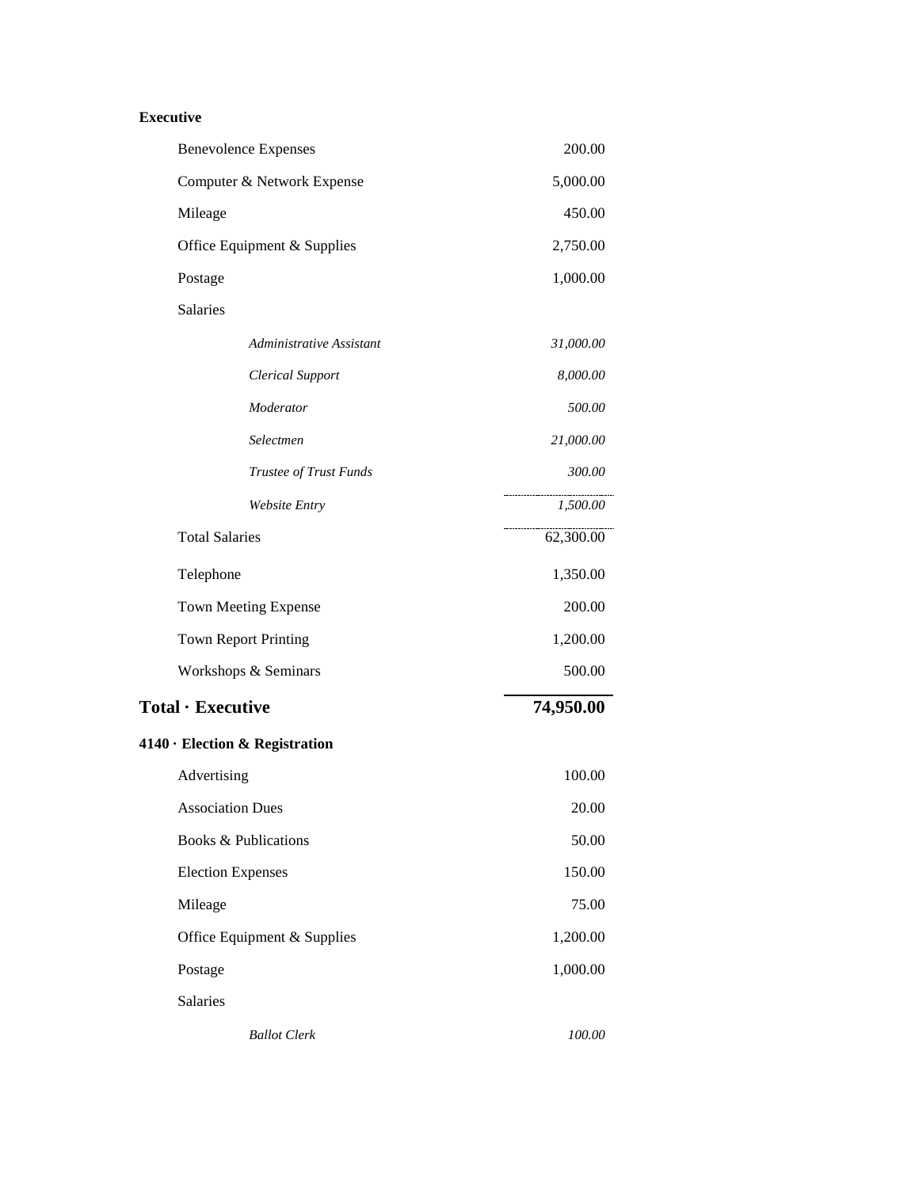**Executive**

| | |
|---|---|
| Benevolence Expenses | 200.00 |
| Computer & Network Expense | 5,000.00 |
| Mileage | 450.00 |
| Office Equipment & Supplies | 2,750.00 |
| Postage | 1,000.00 |
| Salaries | |
| *Administrative Assistant* | *31,000.00* |
| *Clerical Support* | *8,000.00* |
| *Moderator* | *500.00* |
| *Selectmen* | *21,000.00* |
| *Trustee of Trust Funds* | *300.00* |
| *Website Entry* | *1,500.00* |
| Total Salaries | 62,300.00 |
| Telephone | 1,350.00 |
| Town Meeting Expense | 200.00 |
| Town Report Printing | 1,200.00 |
| Workshops & Seminars | 500.00 |
| **Total · Executive** | **74,950.00** |

**4140 · Election & Registration**

| | |
|---|---|
| Advertising | 100.00 |
| Association Dues | 20.00 |
| Books & Publications | 50.00 |
| Election Expenses | 150.00 |
| Mileage | 75.00 |
| Office Equipment & Supplies | 1,200.00 |
| Postage | 1,000.00 |
| Salaries | |
| *Ballot Clerk* | *100.00* |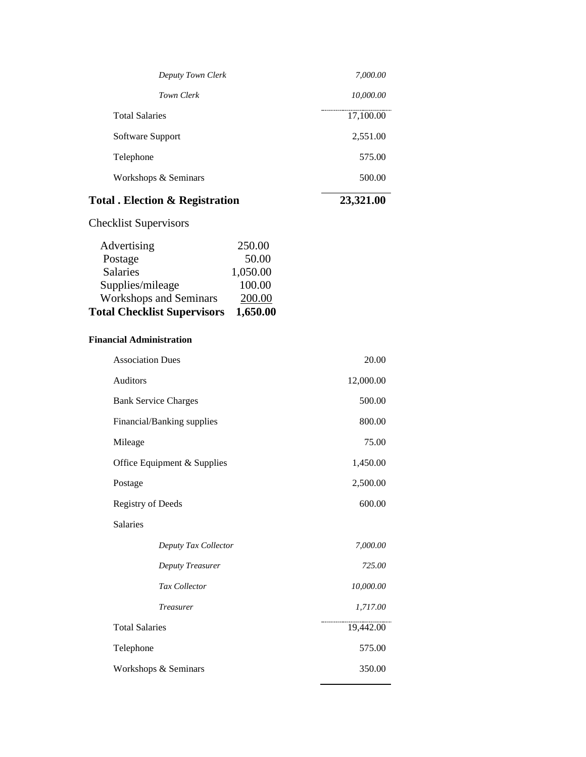| | |
|---|---|
| *Deputy Town Clerk* | *7,000.00* |
| *Town Clerk* | *10,000.00* |
| Total Salaries | 17,100.00 |
| Software Support | 2,551.00 |
| Telephone | 575.00 |
| Workshops & Seminars | 500.00 |
| **Total . Election & Registration** | **23,321.00** |

Checklist Supervisors

| | |
|---|---|
| Advertising | 250.00 |
| Postage | 50.00 |
| Salaries | 1,050.00 |
| Supplies/mileage | 100.00 |
| Workshops and Seminars | 200.00 |
| **Total Checklist Supervisors** | **1,650.00** |

**Financial Administration**

| | |
|---|---|
| Association Dues | 20.00 |
| Auditors | 12,000.00 |
| Bank Service Charges | 500.00 |
| Financial/Banking supplies | 800.00 |
| Mileage | 75.00 |
| Office Equipment & Supplies | 1,450.00 |
| Postage | 2,500.00 |
| Registry of Deeds | 600.00 |
| Salaries | |
| *Deputy Tax Collector* | *7,000.00* |
| *Deputy Treasurer* | *725.00* |
| *Tax Collector* | *10,000.00* |
| *Treasurer* | *1,717.00* |
| Total Salaries | 19,442.00 |
| Telephone | 575.00 |
| Workshops & Seminars | 350.00 |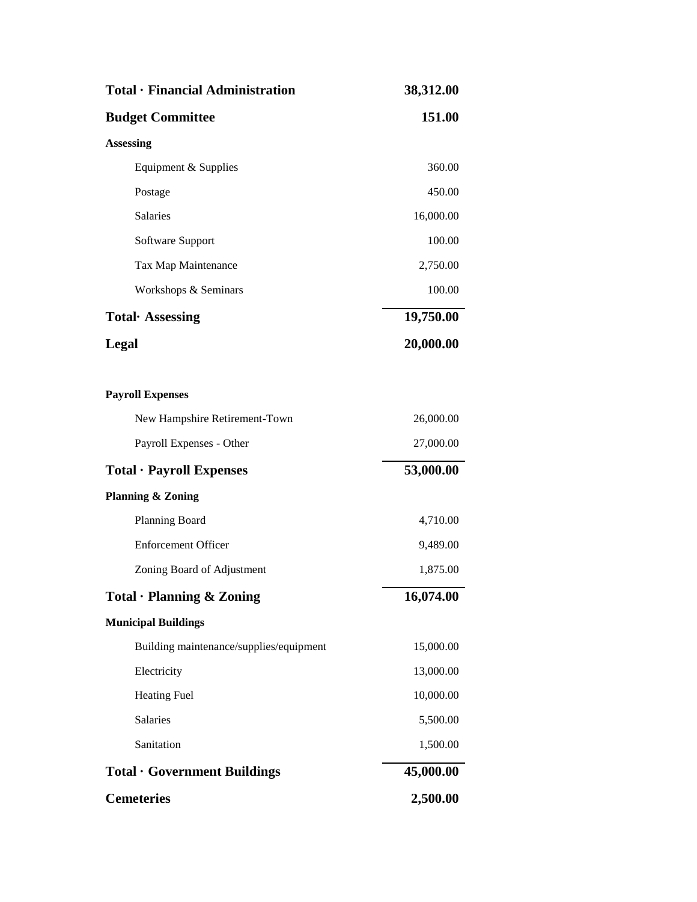| | |
|---|---:|
| **Total · Financial Administration** | **38,312.00** |
| **Budget Committee** | **151.00** |
| **Assessing** | |
| Equipment & Supplies | 360.00 |
| Postage | 450.00 |
| Salaries | 16,000.00 |
| Software Support | 100.00 |
| Tax Map Maintenance | 2,750.00 |
| Workshops & Seminars | 100.00 |
| **Total· Assessing** | **19,750.00** |
| **Legal** | **20,000.00** |
| | |
| **Payroll Expenses** | |
| New Hampshire Retirement-Town | 26,000.00 |
| Payroll Expenses - Other | 27,000.00 |
| **Total · Payroll Expenses** | **53,000.00** |
| **Planning & Zoning** | |
| Planning Board | 4,710.00 |
| Enforcement Officer | 9,489.00 |
| Zoning Board of Adjustment | 1,875.00 |
| **Total · Planning & Zoning** | **16,074.00** |
| **Municipal Buildings** | |
| Building maintenance/supplies/equipment | 15,000.00 |
| Electricity | 13,000.00 |
| Heating Fuel | 10,000.00 |
| Salaries | 5,500.00 |
| Sanitation | 1,500.00 |
| **Total · Government Buildings** | **45,000.00** |
| **Cemeteries** | **2,500.00** |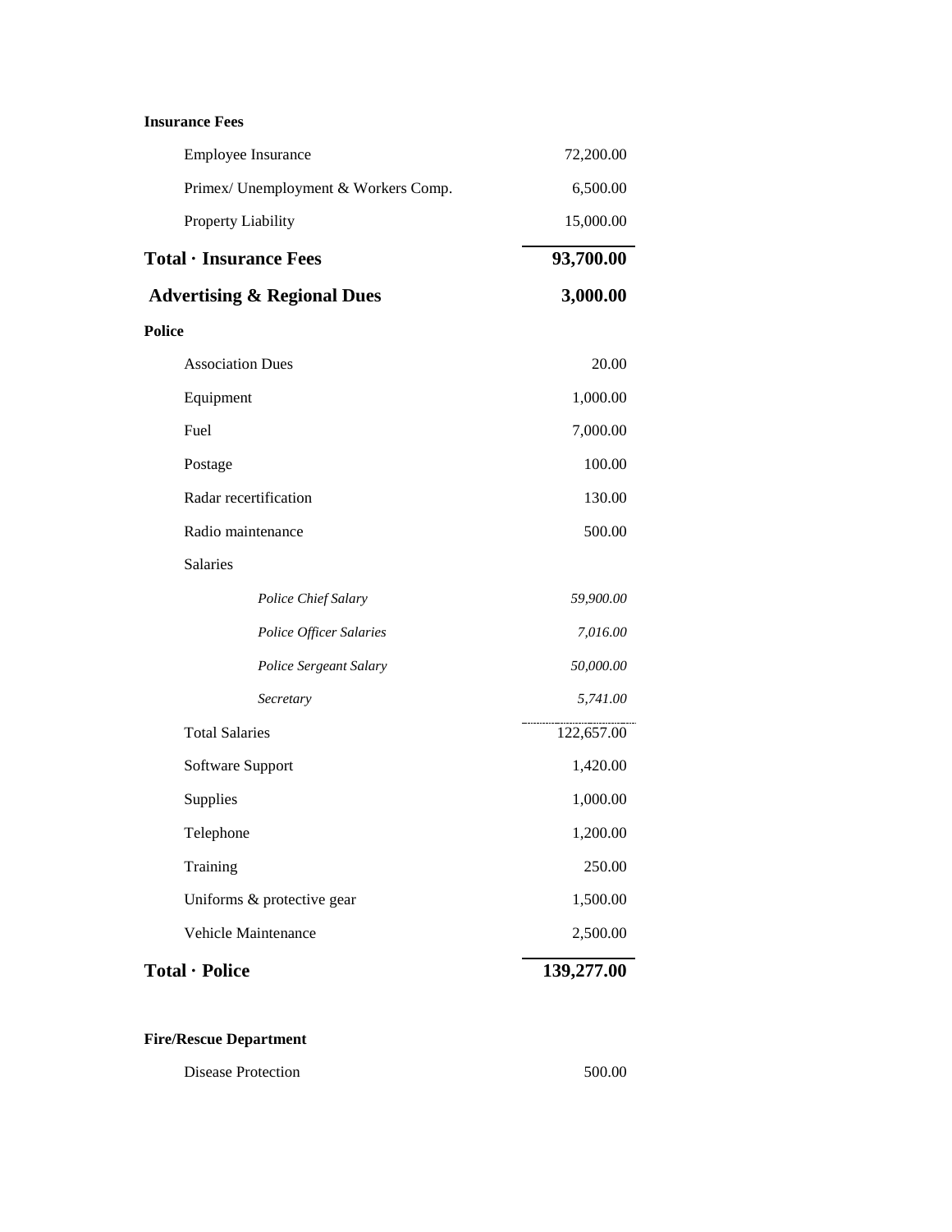**Insurance Fees**

| | |
|---|---|
| Employee Insurance | 72,200.00 |
| Primex/ Unemployment & Workers Comp. | 6,500.00 |
| Property Liability | 15,000.00 |
| **Total · Insurance Fees** | **93,700.00** |
| **Advertising & Regional Dues** | **3,000.00** |

**Police**

| | |
|---|---|
| Association Dues | 20.00 |
| Equipment | 1,000.00 |
| Fuel | 7,000.00 |
| Postage | 100.00 |
| Radar recertification | 130.00 |
| Radio maintenance | 500.00 |
| Salaries | |
| *Police Chief Salary* | *59,900.00* |
| *Police Officer Salaries* | *7,016.00* |
| *Police Sergeant Salary* | *50,000.00* |
| *Secretary* | *5,741.00* |
| Total Salaries | 122,657.00 |
| Software Support | 1,420.00 |
| Supplies | 1,000.00 |
| Telephone | 1,200.00 |
| Training | 250.00 |
| Uniforms & protective gear | 1,500.00 |
| Vehicle Maintenance | 2,500.00 |
| **Total · Police** | **139,277.00** |

**Fire/Rescue Department**

| | |
|---|---|
| Disease Protection | 500.00 |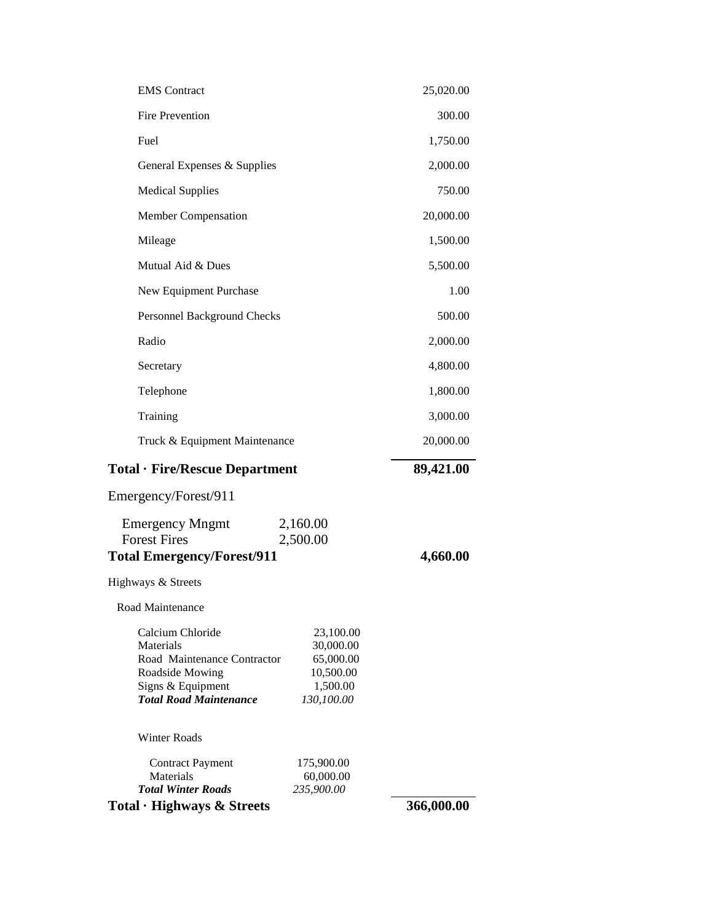| | | |
|---|---|---|
| EMS Contract | | 25,020.00 |
| Fire Prevention | | 300.00 |
| Fuel | | 1,750.00 |
| General Expenses & Supplies | | 2,000.00 |
| Medical Supplies | | 750.00 |
| Member Compensation | | 20,000.00 |
| Mileage | | 1,500.00 |
| Mutual Aid & Dues | | 5,500.00 |
| New Equipment Purchase | | 1.00 |
| Personnel Background Checks | | 500.00 |
| Radio | | 2,000.00 |
| Secretary | | 4,800.00 |
| Telephone | | 1,800.00 |
| Training | | 3,000.00 |
| Truck & Equipment Maintenance | | 20,000.00 |
| **Total · Fire/Rescue Department** | | **89,421.00** |
| Emergency/Forest/911 | | |
| Emergency Mngmt | 2,160.00 | |
| Forest Fires | 2,500.00 | |
| **Total Emergency/Forest/911** | | **4,660.00** |
| Highways & Streets | | |
| Road Maintenance | | |
| Calcium Chloride | 23,100.00 | |
| Materials | 30,000.00 | |
| Road Maintenance Contractor | 65,000.00 | |
| Roadside Mowing | 10,500.00 | |
| Signs & Equipment | 1,500.00 | |
| ***Total Road Maintenance*** | *130,100.00* | |
| Winter Roads | | |
| Contract Payment | 175,900.00 | |
| Materials | 60,000.00 | |
| ***Total Winter Roads*** | *235,900.00* | |
| **Total · Highways & Streets** | | **366,000.00** |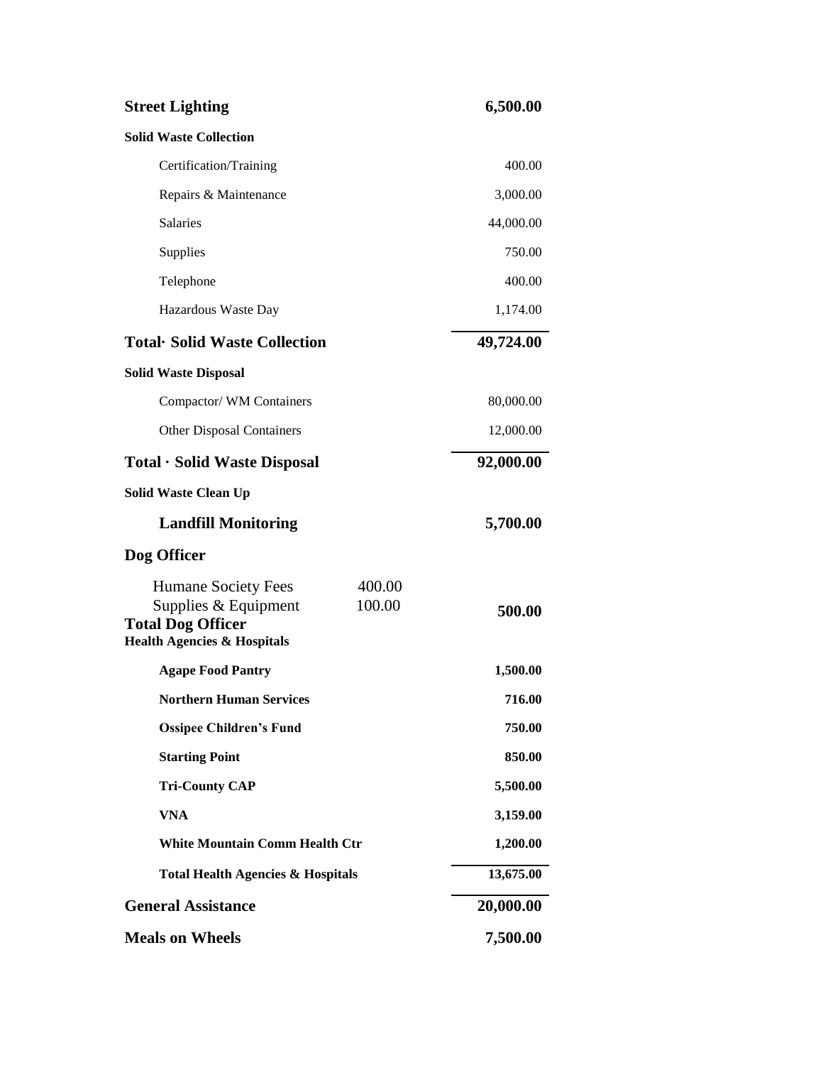| | | |
|---|---|---|
| **Street Lighting** | | **6,500.00** |
| **Solid Waste Collection** | | |
| Certification/Training | | 400.00 |
| Repairs & Maintenance | | 3,000.00 |
| Salaries | | 44,000.00 |
| Supplies | | 750.00 |
| Telephone | | 400.00 |
| Hazardous Waste Day | | 1,174.00 |
| **Total· Solid Waste Collection** | | **49,724.00** |
| **Solid Waste Disposal** | | |
| Compactor/ WM Containers | | 80,000.00 |
| Other Disposal Containers | | 12,000.00 |
| **Total · Solid Waste Disposal** | | **92,000.00** |
| **Solid Waste Clean Up** | | |
| **Landfill Monitoring** | | **5,700.00** |
| **Dog Officer** | | |
| Humane Society Fees | 400.00 | |
| Supplies & Equipment | 100.00 | |
| **Total Dog Officer** | | **500.00** |
| **Health Agencies & Hospitals** | | |
| **Agape Food Pantry** | | **1,500.00** |
| **Northern Human Services** | | **716.00** |
| **Ossipee Children's Fund** | | **750.00** |
| **Starting Point** | | **850.00** |
| **Tri-County CAP** | | **5,500.00** |
| **VNA** | | **3,159.00** |
| **White Mountain Comm Health Ctr** | | **1,200.00** |
| **Total Health Agencies & Hospitals** | | **13,675.00** |
| **General Assistance** | | **20,000.00** |
| **Meals on Wheels** | | **7,500.00** |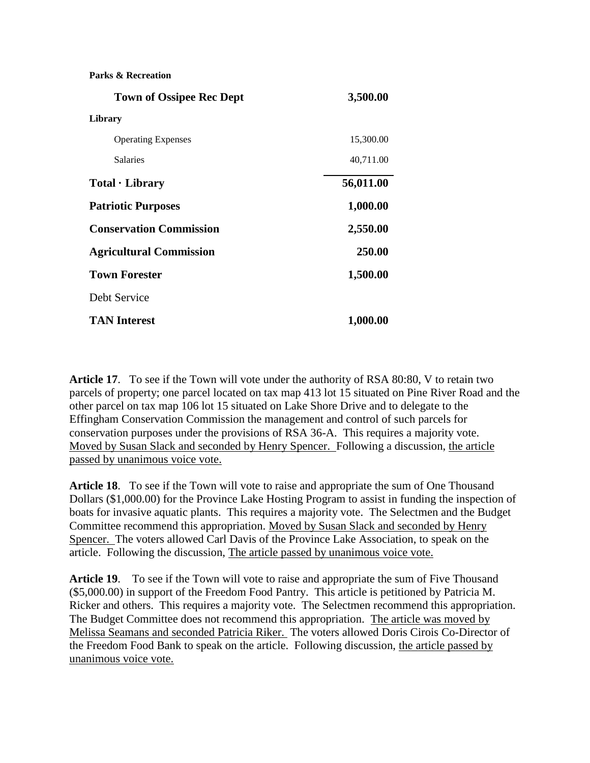**Parks & Recreation**

| | |
|---|---|
| **Town of Ossipee Rec Dept** | **3,500.00** |
| **Library** | |
| Operating Expenses | 15,300.00 |
| Salaries | 40,711.00 |
| **Total · Library** | **56,011.00** |
| **Patriotic Purposes** | **1,000.00** |
| **Conservation Commission** | **2,550.00** |
| **Agricultural Commission** | **250.00** |
| **Town Forester** | **1,500.00** |
| Debt Service | |
| **TAN Interest** | **1,000.00** |

**Article 17**. To see if the Town will vote under the authority of RSA 80:80, V to retain two parcels of property; one parcel located on tax map 413 lot 15 situated on Pine River Road and the other parcel on tax map 106 lot 15 situated on Lake Shore Drive and to delegate to the Effingham Conservation Commission the management and control of such parcels for conservation purposes under the provisions of RSA 36-A. This requires a majority vote. Moved by Susan Slack and seconded by Henry Spencer. Following a discussion, the article passed by unanimous voice vote.

**Article 18**. To see if the Town will vote to raise and appropriate the sum of One Thousand Dollars ($1,000.00) for the Province Lake Hosting Program to assist in funding the inspection of boats for invasive aquatic plants. This requires a majority vote. The Selectmen and the Budget Committee recommend this appropriation. Moved by Susan Slack and seconded by Henry Spencer. The voters allowed Carl Davis of the Province Lake Association, to speak on the article. Following the discussion, The article passed by unanimous voice vote.

**Article 19**. To see if the Town will vote to raise and appropriate the sum of Five Thousand ($5,000.00) in support of the Freedom Food Pantry. This article is petitioned by Patricia M. Ricker and others. This requires a majority vote. The Selectmen recommend this appropriation. The Budget Committee does not recommend this appropriation. The article was moved by Melissa Seamans and seconded Patricia Riker. The voters allowed Doris Cirois Co-Director of the Freedom Food Bank to speak on the article. Following discussion, the article passed by unanimous voice vote.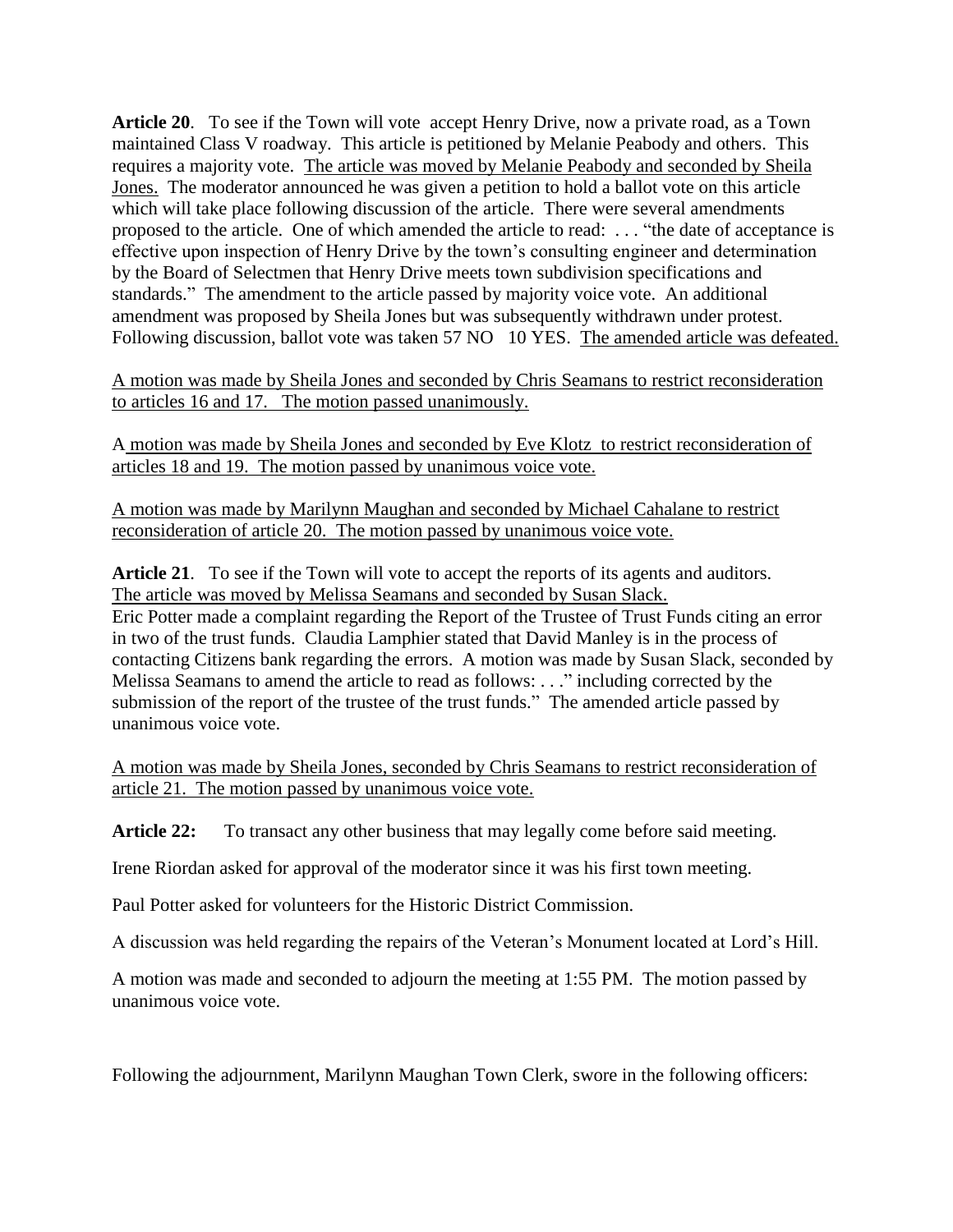**Article 20**. To see if the Town will vote accept Henry Drive, now a private road, as a Town maintained Class V roadway. This article is petitioned by Melanie Peabody and others. This requires a majority vote. <u>The article was moved by Melanie Peabody and seconded by Sheila Jones.</u> The moderator announced he was given a petition to hold a ballot vote on this article which will take place following discussion of the article. There were several amendments proposed to the article. One of which amended the article to read: . . . "the date of acceptance is effective upon inspection of Henry Drive by the town's consulting engineer and determination by the Board of Selectmen that Henry Drive meets town subdivision specifications and standards." The amendment to the article passed by majority voice vote. An additional amendment was proposed by Sheila Jones but was subsequently withdrawn under protest. Following discussion, ballot vote was taken 57 NO 10 YES. <u>The amended article was defeated.</u>

<u>A motion was made by Sheila Jones and seconded by Chris Seamans to restrict reconsideration to articles 16 and 17. The motion passed unanimously.</u>

<u>A motion was made by Sheila Jones and seconded by Eve Klotz to restrict reconsideration of articles 18 and 19. The motion passed by unanimous voice vote.</u>

<u>A motion was made by Marilynn Maughan and seconded by Michael Cahalane to restrict reconsideration of article 20. The motion passed by unanimous voice vote.</u>

**Article 21**. To see if the Town will vote to accept the reports of its agents and auditors. <u>The article was moved by Melissa Seamans and seconded by Susan Slack.</u>
Eric Potter made a complaint regarding the Report of the Trustee of Trust Funds citing an error in two of the trust funds. Claudia Lamphier stated that David Manley is in the process of contacting Citizens bank regarding the errors. A motion was made by Susan Slack, seconded by Melissa Seamans to amend the article to read as follows: . . ." including corrected by the submission of the report of the trustee of the trust funds." The amended article passed by unanimous voice vote.

<u>A motion was made by Sheila Jones, seconded by Chris Seamans to restrict reconsideration of article 21. The motion passed by unanimous voice vote.</u>

**Article 22:** To transact any other business that may legally come before said meeting.

Irene Riordan asked for approval of the moderator since it was his first town meeting.

Paul Potter asked for volunteers for the Historic District Commission.

A discussion was held regarding the repairs of the Veteran's Monument located at Lord's Hill.

A motion was made and seconded to adjourn the meeting at 1:55 PM. The motion passed by unanimous voice vote.

Following the adjournment, Marilynn Maughan Town Clerk, swore in the following officers: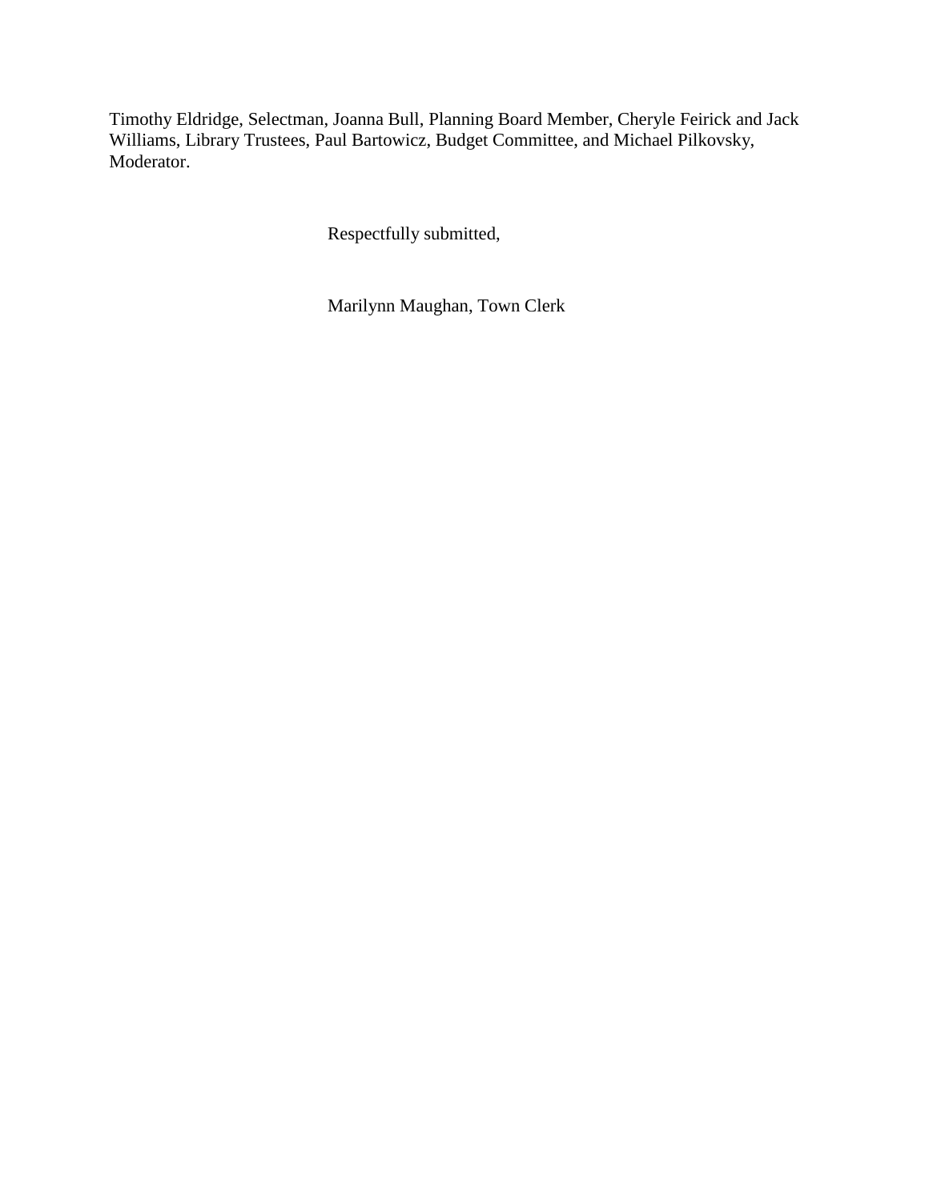Timothy Eldridge, Selectman, Joanna Bull, Planning Board Member, Cheryle Feirick and Jack Williams, Library Trustees, Paul Bartowicz, Budget Committee, and Michael Pilkovsky, Moderator.

Respectfully submitted,

Marilynn Maughan, Town Clerk